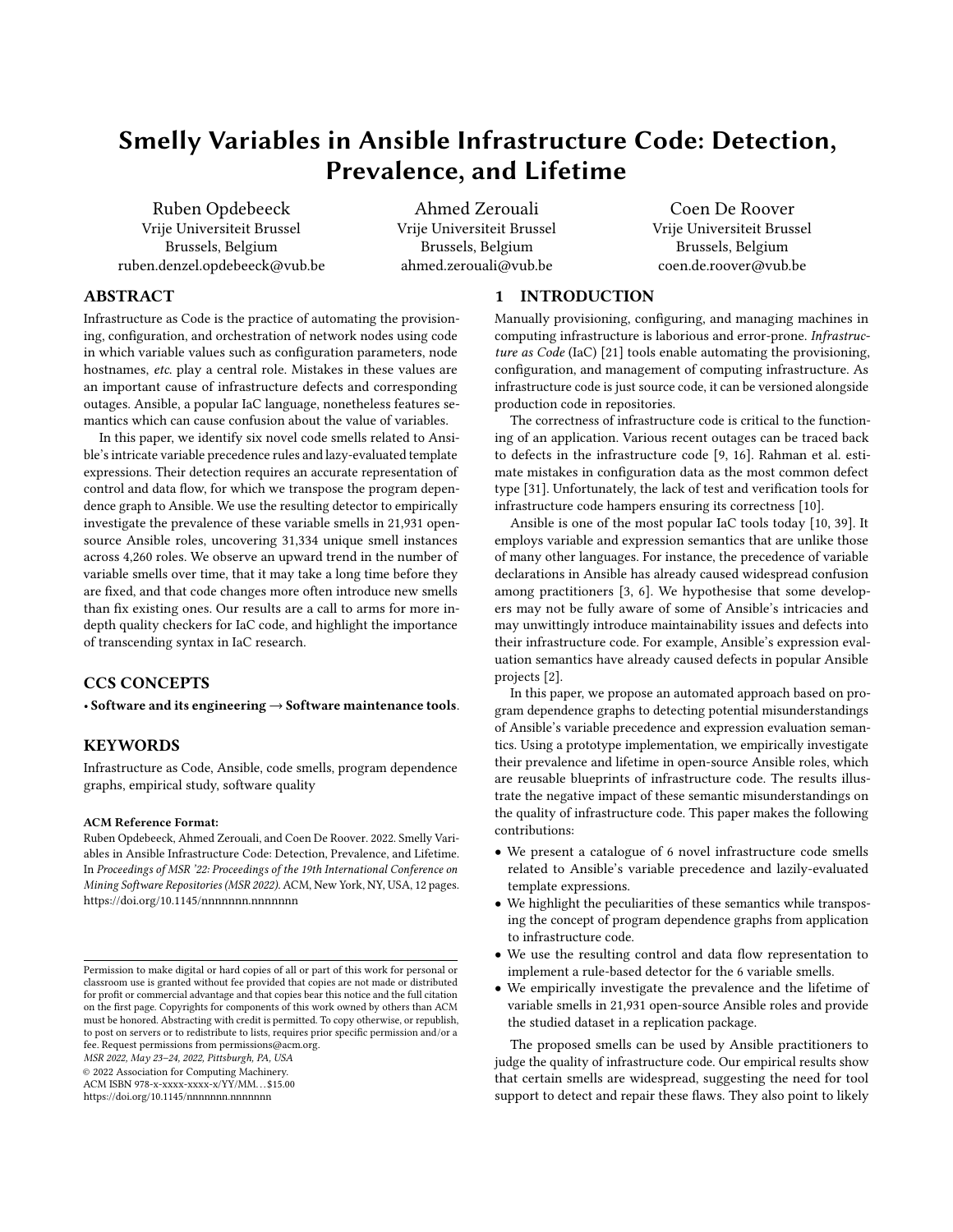# Smelly Variables in Ansible Infrastructure Code: Detection, Prevalence, and Lifetime

Ruben Opdebeeck
Vrije Universiteit Brussel
Brussels, Belgium
ruben.denzel.opdebeeck@vub.be

Ahmed Zerouali
Vrije Universiteit Brussel
Brussels, Belgium
ahmed.zerouali@vub.be

Coen De Roover
Vrije Universiteit Brussel
Brussels, Belgium
coen.de.roover@vub.be

## ABSTRACT

Infrastructure as Code is the practice of automating the provisioning, configuration, and orchestration of network nodes using code in which variable values such as configuration parameters, node hostnames, *etc.* play a central role. Mistakes in these values are an important cause of infrastructure defects and corresponding outages. Ansible, a popular IaC language, nonetheless features semantics which can cause confusion about the value of variables.

In this paper, we identify six novel code smells related to Ansible's intricate variable precedence rules and lazy-evaluated template expressions. Their detection requires an accurate representation of control and data flow, for which we transpose the program dependence graph to Ansible. We use the resulting detector to empirically investigate the prevalence of these variable smells in 21,931 open-source Ansible roles, uncovering 31,334 unique smell instances across 4,260 roles. We observe an upward trend in the number of variable smells over time, that it may take a long time before they are fixed, and that code changes more often introduce new smells than fix existing ones. Our results are a call to arms for more in-depth quality checkers for IaC code, and highlight the importance of transcending syntax in IaC research.

## CCS CONCEPTS

• **Software and its engineering → Software maintenance tools**.

## KEYWORDS

Infrastructure as Code, Ansible, code smells, program dependence graphs, empirical study, software quality

**ACM Reference Format:**
Ruben Opdebeeck, Ahmed Zerouali, and Coen De Roover. 2022. Smelly Variables in Ansible Infrastructure Code: Detection, Prevalence, and Lifetime. In *Proceedings of MSR '22: Proceedings of the 19th International Conference on Mining Software Repositories (MSR 2022).* ACM, New York, NY, USA, 12 pages. https://doi.org/10.1145/nnnnnnn.nnnnnnn

Permission to make digital or hard copies of all or part of this work for personal or classroom use is granted without fee provided that copies are not made or distributed for profit or commercial advantage and that copies bear this notice and the full citation on the first page. Copyrights for components of this work owned by others than ACM must be honored. Abstracting with credit is permitted. To copy otherwise, or republish, to post on servers or to redistribute to lists, requires prior specific permission and/or a fee. Request permissions from permissions@acm.org.
*MSR 2022, May 23–24, 2022, Pittsburgh, PA, USA*
© 2022 Association for Computing Machinery.
ACM ISBN 978-x-xxxx-xxxx-x/YY/MM...$15.00
https://doi.org/10.1145/nnnnnnn.nnnnnnn

## 1 INTRODUCTION

Manually provisioning, configuring, and managing machines in computing infrastructure is laborious and error-prone. *Infrastructure as Code* (IaC) [21] tools enable automating the provisioning, configuration, and management of computing infrastructure. As infrastructure code is just source code, it can be versioned alongside production code in repositories.

The correctness of infrastructure code is critical to the functioning of an application. Various recent outages can be traced back to defects in the infrastructure code [9, 16]. Rahman et al. estimate mistakes in configuration data as the most common defect type [31]. Unfortunately, the lack of test and verification tools for infrastructure code hampers ensuring its correctness [10].

Ansible is one of the most popular IaC tools today [10, 39]. It employs variable and expression semantics that are unlike those of many other languages. For instance, the precedence of variable declarations in Ansible has already caused widespread confusion among practitioners [3, 6]. We hypothesise that some developers may not be fully aware of some of Ansible's intricacies and may unwittingly introduce maintainability issues and defects into their infrastructure code. For example, Ansible's expression evaluation semantics have already caused defects in popular Ansible projects [2].

In this paper, we propose an automated approach based on program dependence graphs to detecting potential misunderstandings of Ansible's variable precedence and expression evaluation semantics. Using a prototype implementation, we empirically investigate their prevalence and lifetime in open-source Ansible roles, which are reusable blueprints of infrastructure code. The results illustrate the negative impact of these semantic misunderstandings on the quality of infrastructure code. This paper makes the following contributions:

- We present a catalogue of 6 novel infrastructure code smells related to Ansible's variable precedence and lazily-evaluated template expressions.
- We highlight the peculiarities of these semantics while transposing the concept of program dependence graphs from application to infrastructure code.
- We use the resulting control and data flow representation to implement a rule-based detector for the 6 variable smells.
- We empirically investigate the prevalence and the lifetime of variable smells in 21,931 open-source Ansible roles and provide the studied dataset in a replication package.

The proposed smells can be used by Ansible practitioners to judge the quality of infrastructure code. Our empirical results show that certain smells are widespread, suggesting the need for tool support to detect and repair these flaws. They also point to likely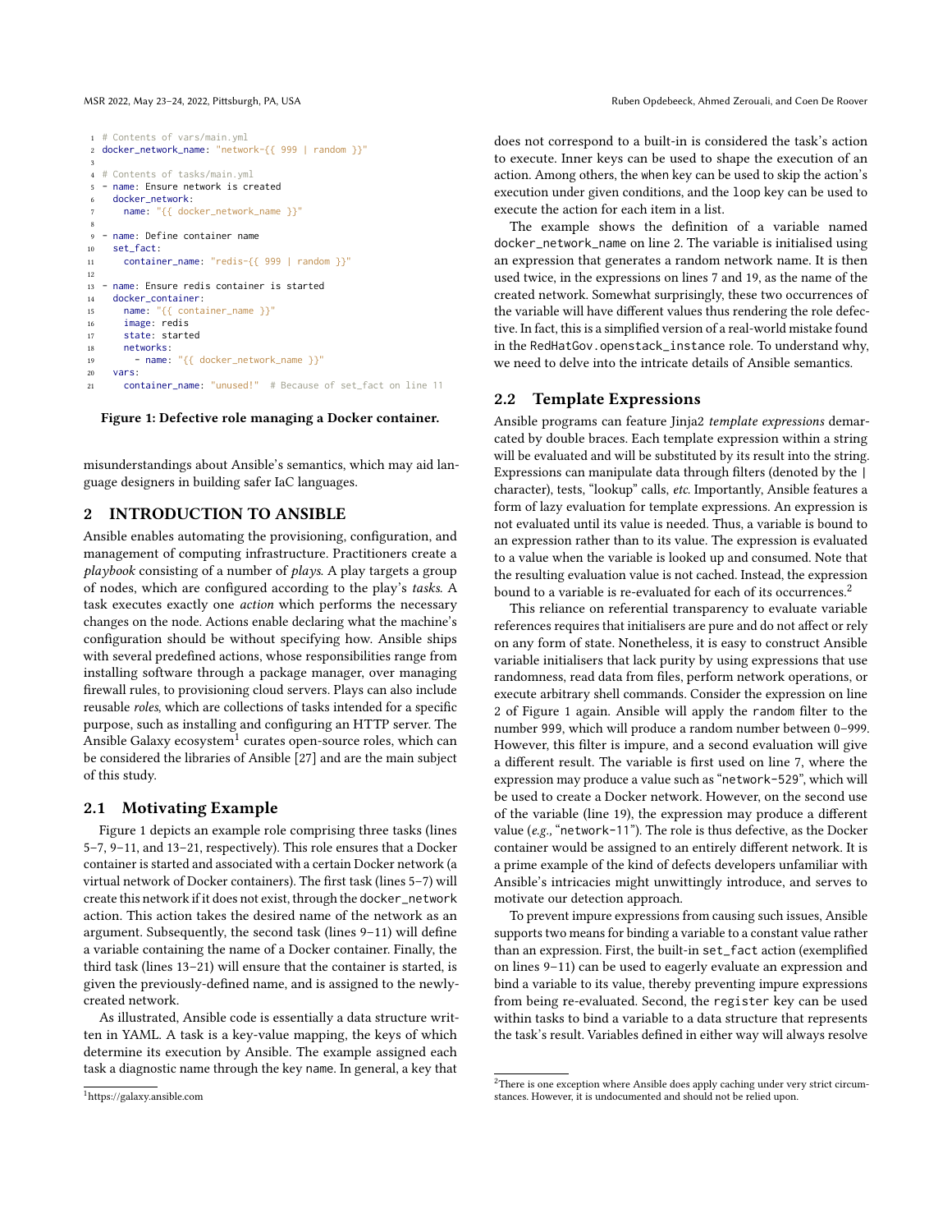```yaml
# Contents of vars/main.yml
docker_network_name: "network-{{ 999 | random }}"

# Contents of tasks/main.yml
- name: Ensure network is created
  docker_network:
    name: "{{ docker_network_name }}"

- name: Define container name
  set_fact:
    container_name: "redis-{{ 999 | random }}"

- name: Ensure redis container is started
  docker_container:
    name: "{{ container_name }}"
    image: redis
    state: started
    networks:
      - name: "{{ docker_network_name }}"
  vars:
    container_name: "unused!"  # Because of set_fact on line 11
```

**Figure 1: Defective role managing a Docker container.**

misunderstandings about Ansible's semantics, which may aid language designers in building safer IaC languages.

## 2 INTRODUCTION TO ANSIBLE

Ansible enables automating the provisioning, configuration, and management of computing infrastructure. Practitioners create a *playbook* consisting of a number of *plays*. A play targets a group of nodes, which are configured according to the play's *tasks*. A task executes exactly one *action* which performs the necessary changes on the node. Actions enable declaring what the machine's configuration should be without specifying how. Ansible ships with several predefined actions, whose responsibilities range from installing software through a package manager, over managing firewall rules, to provisioning cloud servers. Plays can also include reusable *roles*, which are collections of tasks intended for a specific purpose, such as installing and configuring an HTTP server. The Ansible Galaxy ecosystem[1] curates open-source roles, which can be considered the libraries of Ansible [27] and are the main subject of this study.

### 2.1 Motivating Example

Figure 1 depicts an example role comprising three tasks (lines 5–7, 9–11, and 13–21, respectively). This role ensures that a Docker container is started and associated with a certain Docker network (a virtual network of Docker containers). The first task (lines 5–7) will create this network if it does not exist, through the docker_network action. This action takes the desired name of the network as an argument. Subsequently, the second task (lines 9–11) will define a variable containing the name of a Docker container. Finally, the third task (lines 13–21) will ensure that the container is started, is given the previously-defined name, and is assigned to the newly-created network.

As illustrated, Ansible code is essentially a data structure written in YAML. A task is a key-value mapping, the keys of which determine its execution by Ansible. The example assigned each task a diagnostic name through the key name. In general, a key that does not correspond to a built-in is considered the task's action to execute. Inner keys can be used to shape the execution of an action. Among others, the when key can be used to skip the action's execution under given conditions, and the loop key can be used to execute the action for each item in a list.

The example shows the definition of a variable named docker_network_name on line 2. The variable is initialised using an expression that generates a random network name. It is then used twice, in the expressions on lines 7 and 19, as the name of the created network. Somewhat surprisingly, these two occurrences of the variable will have different values thus rendering the role defective. In fact, this is a simplified version of a real-world mistake found in the RedHatGov.openstack_instance role. To understand why, we need to delve into the intricate details of Ansible semantics.

### 2.2 Template Expressions

Ansible programs can feature Jinja2 *template expressions* demarcated by double braces. Each template expression within a string will be evaluated and will be substituted by its result into the string. Expressions can manipulate data through filters (denoted by the | character), tests, "lookup" calls, *etc.* Importantly, Ansible features a form of lazy evaluation for template expressions. An expression is not evaluated until its value is needed. Thus, a variable is bound to an expression rather than to its value. The expression is evaluated to a value when the variable is looked up and consumed. Note that the resulting evaluation value is not cached. Instead, the expression bound to a variable is re-evaluated for each of its occurrences.[2]

This reliance on referential transparency to evaluate variable references requires that initialisers are pure and do not affect or rely on any form of state. Nonetheless, it is easy to construct Ansible variable initialisers that lack purity by using expressions that use randomness, read data from files, perform network operations, or execute arbitrary shell commands. Consider the expression on line 2 of Figure 1 again. Ansible will apply the random filter to the number 999, which will produce a random number between 0–999. However, this filter is impure, and a second evaluation will give a different result. The variable is first used on line 7, where the expression may produce a value such as "network-529", which will be used to create a Docker network. However, on the second use of the variable (line 19), the expression may produce a different value (*e.g.*, "network-11"). The role is thus defective, as the Docker container would be assigned to an entirely different network. It is a prime example of the kind of defects developers unfamiliar with Ansible's intricacies might unwittingly introduce, and serves to motivate our detection approach.

To prevent impure expressions from causing such issues, Ansible supports two means for binding a variable to a constant value rather than an expression. First, the built-in set_fact action (exemplified on lines 9–11) can be used to eagerly evaluate an expression and bind a variable to its value, thereby preventing impure expressions from being re-evaluated. Second, the register key can be used within tasks to bind a variable to a data structure that represents the task's result. Variables defined in either way will always resolve

[1] https://galaxy.ansible.com

[2] There is one exception where Ansible does apply caching under very strict circumstances. However, it is undocumented and should not be relied upon.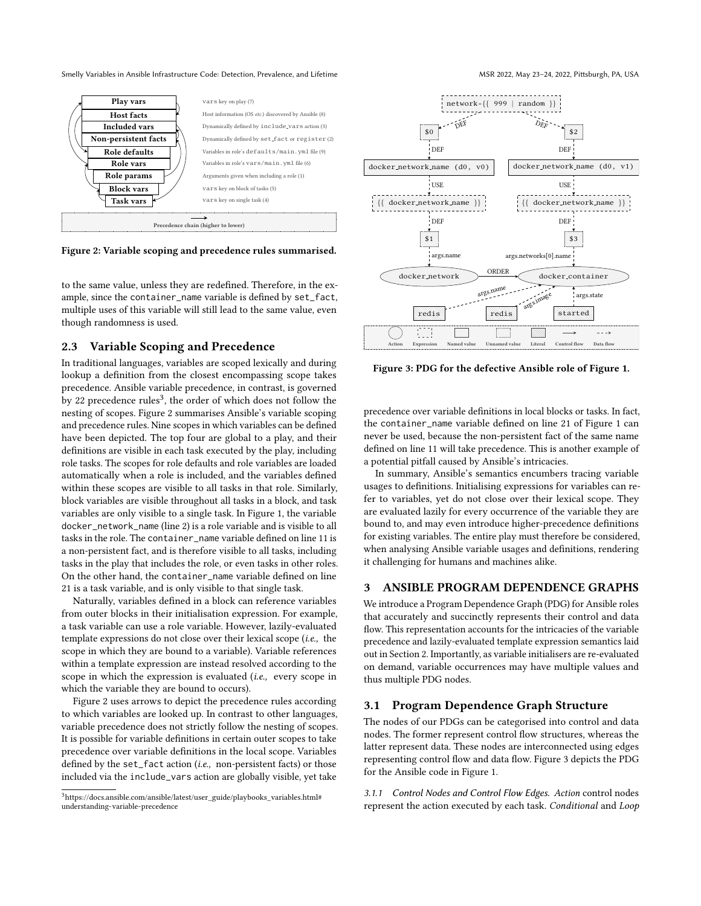| Scope | Description |
|---|---|
| Play vars | vars key on play (7) |
| Host facts | Host information (OS *etc.*) discovered by Ansible (8) |
| Included vars | Dynamically defined by include_vars action (3) |
| Non-persistent facts | Dynamically defined by set_fact or register (2) |
| Role defaults | Variables in role's defaults/main.yml file (9) |
| Role vars | Variables in role's vars/main.yml file (6) |
| Role params | Arguments given when including a role (1) |
| Block vars | vars key on block of tasks (5) |
| Task vars | vars key on single task (4) |

Precedence chain (higher to lower)

**Figure 2: Variable scoping and precedence rules summarised.**

to the same value, unless they are redefined. Therefore, in the example, since the container_name variable is defined by set_fact, multiple uses of this variable will still lead to the same value, even though randomness is used.

## 2.3 Variable Scoping and Precedence

In traditional languages, variables are scoped lexically and during lookup a definition from the closest encompassing scope takes precedence. Ansible variable precedence, in contrast, is governed by 22 precedence rules[3], the order of which does not follow the nesting of scopes. Figure 2 summarises Ansible's variable scoping and precedence rules. Nine scopes in which variables can be defined have been depicted. The top four are global to a play, and their definitions are visible in each task executed by the play, including role tasks. The scopes for role defaults and role variables are loaded automatically when a role is included, and the variables defined within these scopes are visible to all tasks in that role. Similarly, block variables are visible throughout all tasks in a block, and task variables are only visible to a single task. In Figure 1, the variable docker_network_name (line 2) is a role variable and is visible to all tasks in the role. The container_name variable defined on line 11 is a non-persistent fact, and is therefore visible to all tasks, including tasks in the play that includes the role, or even tasks in other roles. On the other hand, the container_name variable defined on line 21 is a task variable, and is only visible to that single task.

Naturally, variables defined in a block can reference variables from outer blocks in their initialisation expression. For example, a task variable can use a role variable. However, lazily-evaluated template expressions do not close over their lexical scope (*i.e.,* the scope in which they are bound to a variable). Variable references within a template expression are instead resolved according to the scope in which the expression is evaluated (*i.e.,* every scope in which the variable they are bound to occurs).

Figure 2 uses arrows to depict the precedence rules according to which variables are looked up. In contrast to other languages, variable precedence does not strictly follow the nesting of scopes. It is possible for variable definitions in certain outer scopes to take precedence over variable definitions in the local scope. Variables defined by the set_fact action (*i.e.,* non-persistent facts) or those included via the include_vars action are globally visible, yet take precedence over variable definitions in local blocks or tasks. In fact, the container_name variable defined on line 21 of Figure 1 can never be used, because the non-persistent fact of the same name defined on line 11 will take precedence. This is another example of a potential pitfall caused by Ansible's intricacies.

In summary, Ansible's semantics encumbers tracing variable usages to definitions. Initialising expressions for variables can refer to variables, yet do not close over their lexical scope. They are evaluated lazily for every occurrence of the variable they are bound to, and may even introduce higher-precedence definitions for existing variables. The entire play must therefore be considered, when analysing Ansible variable usages and definitions, rendering it challenging for humans and machines alike.

[3] https://docs.ansible.com/ansible/latest/user_guide/playbooks_variables.html#understanding-variable-precedence

**Figure 3: PDG for the defective Ansible role of Figure 1.**

# 3 ANSIBLE PROGRAM DEPENDENCE GRAPHS

We introduce a Program Dependence Graph (PDG) for Ansible roles that accurately and succinctly represents their control and data flow. This representation accounts for the intricacies of the variable precedence and lazily-evaluated template expression semantics laid out in Section 2. Importantly, as variable initialisers are re-evaluated on demand, variable occurrences may have multiple values and thus multiple PDG nodes.

## 3.1 Program Dependence Graph Structure

The nodes of our PDGs can be categorised into control and data nodes. The former represent control flow structures, whereas the latter represent data. These nodes are interconnected using edges representing control flow and data flow. Figure 3 depicts the PDG for the Ansible code in Figure 1.

*3.1.1 Control Nodes and Control Flow Edges.* *Action* control nodes represent the action executed by each task. *Conditional* and *Loop*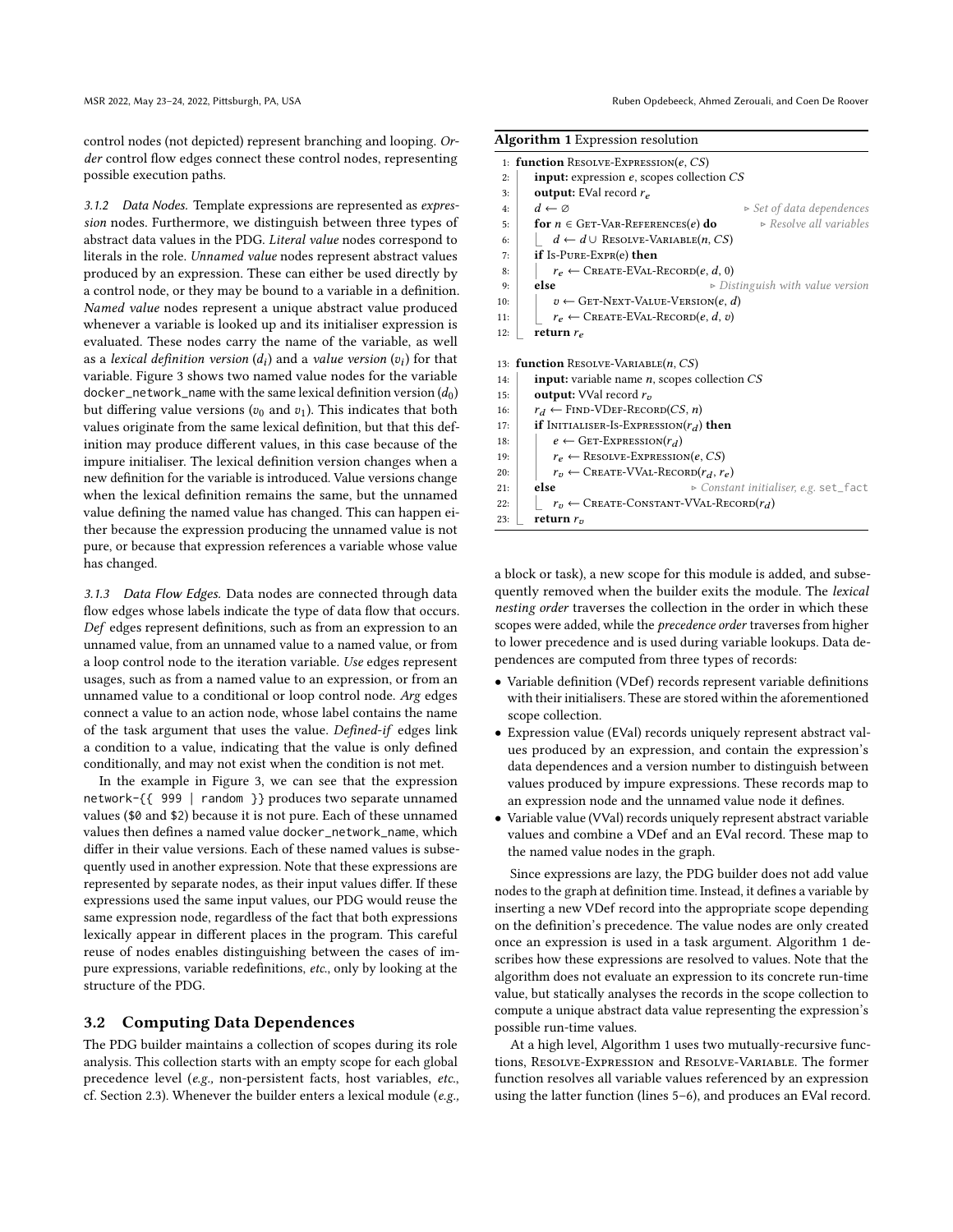control nodes (not depicted) represent branching and looping. *Order* control flow edges connect these control nodes, representing possible execution paths.

*3.1.2 Data Nodes.* Template expressions are represented as *expression* nodes. Furthermore, we distinguish between three types of abstract data values in the PDG. *Literal value* nodes correspond to literals in the role. *Unnamed value* nodes represent abstract values produced by an expression. These can either be used directly by a control node, or they may be bound to a variable in a definition. *Named value* nodes represent a unique abstract value produced whenever a variable is looked up and its initialiser expression is evaluated. These nodes carry the name of the variable, as well as a *lexical definition version* ($d_i$) and a *value version* ($v_i$) for that variable. Figure 3 shows two named value nodes for the variable `docker_network_name` with the same lexical definition version ($d_0$) but differing value versions ($v_0$ and $v_1$). This indicates that both values originate from the same lexical definition, but that this definition may produce different values, in this case because of the impure initialiser. The lexical definition version changes when a new definition for the variable is introduced. Value versions change when the lexical definition remains the same, but the unnamed value defining the named value has changed. This can happen either because the expression producing the unnamed value is not pure, or because that expression references a variable whose value has changed.

*3.1.3 Data Flow Edges.* Data nodes are connected through data flow edges whose labels indicate the type of data flow that occurs. *Def* edges represent definitions, such as from an expression to an unnamed value, from an unnamed value to a named value, or from a loop control node to the iteration variable. *Use* edges represent usages, such as from a named value to an expression, or from an unnamed value to a conditional or loop control node. *Arg* edges connect a value to an action node, whose label contains the name of the task argument that uses the value. *Defined-if* edges link a condition to a value, indicating that the value is only defined conditionally, and may not exist when the condition is not met.

In the example in Figure 3, we can see that the expression `network-{{ 999 | random }}` produces two separate unnamed values (`$0` and `$2`) because it is not pure. Each of these unnamed values then defines a named value `docker_network_name`, which differ in their value versions. Each of these named values is subsequently used in another expression. Note that these expressions are represented by separate nodes, as their input values differ. If these expressions used the same input values, our PDG would reuse the same expression node, regardless of the fact that both expressions lexically appear in different places in the program. This careful reuse of nodes enables distinguishing between the cases of impure expressions, variable redefinitions, *etc.*, only by looking at the structure of the PDG.

## 3.2 Computing Data Dependences

The PDG builder maintains a collection of scopes during its role analysis. This collection starts with an empty scope for each global precedence level (*e.g.*, non-persistent facts, host variables, *etc.*, cf. Section 2.3). Whenever the builder enters a lexical module (*e.g.*, a block or task), a new scope for this module is added, and subsequently removed when the builder exits the module. The *lexical nesting order* traverses the collection in the order in which these scopes were added, while the *precedence order* traverses from higher to lower precedence and is used during variable lookups. Data dependences are computed from three types of records:

- Variable definition (VDef) records represent variable definitions with their initialisers. These are stored within the aforementioned scope collection.
- Expression value (EVal) records uniquely represent abstract values produced by an expression, and contain the expression's data dependences and a version number to distinguish between values produced by impure expressions. These records map to an expression node and the unnamed value node it defines.
- Variable value (VVal) records uniquely represent abstract variable values and combine a VDef and an EVal record. These map to the named value nodes in the graph.

**Algorithm 1** Expression resolution

```
1:  function Resolve-Expression(e, CS)
2:      input: expression e, scopes collection CS
3:      output: EVal record r_e
4:      d ← ∅                                        ▷ Set of data dependences
5:      for n ∈ Get-Var-References(e) do             ▷ Resolve all variables
6:          d ← d ∪ Resolve-Variable(n, CS)
7:      if Is-Pure-Expr(e) then
8:          r_e ← Create-EVal-Record(e, d, 0)
9:      else                                         ▷ Distinguish with value version
10:         v ← Get-Next-Value-Version(e, d)
11:         r_e ← Create-EVal-Record(e, d, v)
12:     return r_e

13: function Resolve-Variable(n, CS)
14:     input: variable name n, scopes collection CS
15:     output: VVal record r_v
16:     r_d ← Find-VDef-Record(CS, n)
17:     if Initialiser-Is-Expression(r_d) then
18:         e ← Get-Expression(r_d)
19:         r_e ← Resolve-Expression(e, CS)
20:         r_v ← Create-VVal-Record(r_d, r_e)
21:     else                                         ▷ Constant initialiser, e.g. set_fact
22:         r_v ← Create-Constant-VVal-Record(r_d)
23:     return r_v
```

Since expressions are lazy, the PDG builder does not add value nodes to the graph at definition time. Instead, it defines a variable by inserting a new VDef record into the appropriate scope depending on the definition's precedence. The value nodes are only created once an expression is used in a task argument. Algorithm 1 describes how these expressions are resolved to values. Note that the algorithm does not evaluate an expression to its concrete run-time value, but statically analyses the records in the scope collection to compute a unique abstract data value representing the expression's possible run-time values.

At a high level, Algorithm 1 uses two mutually-recursive functions, Resolve-Expression and Resolve-Variable. The former function resolves all variable values referenced by an expression using the latter function (lines 5–6), and produces an EVal record.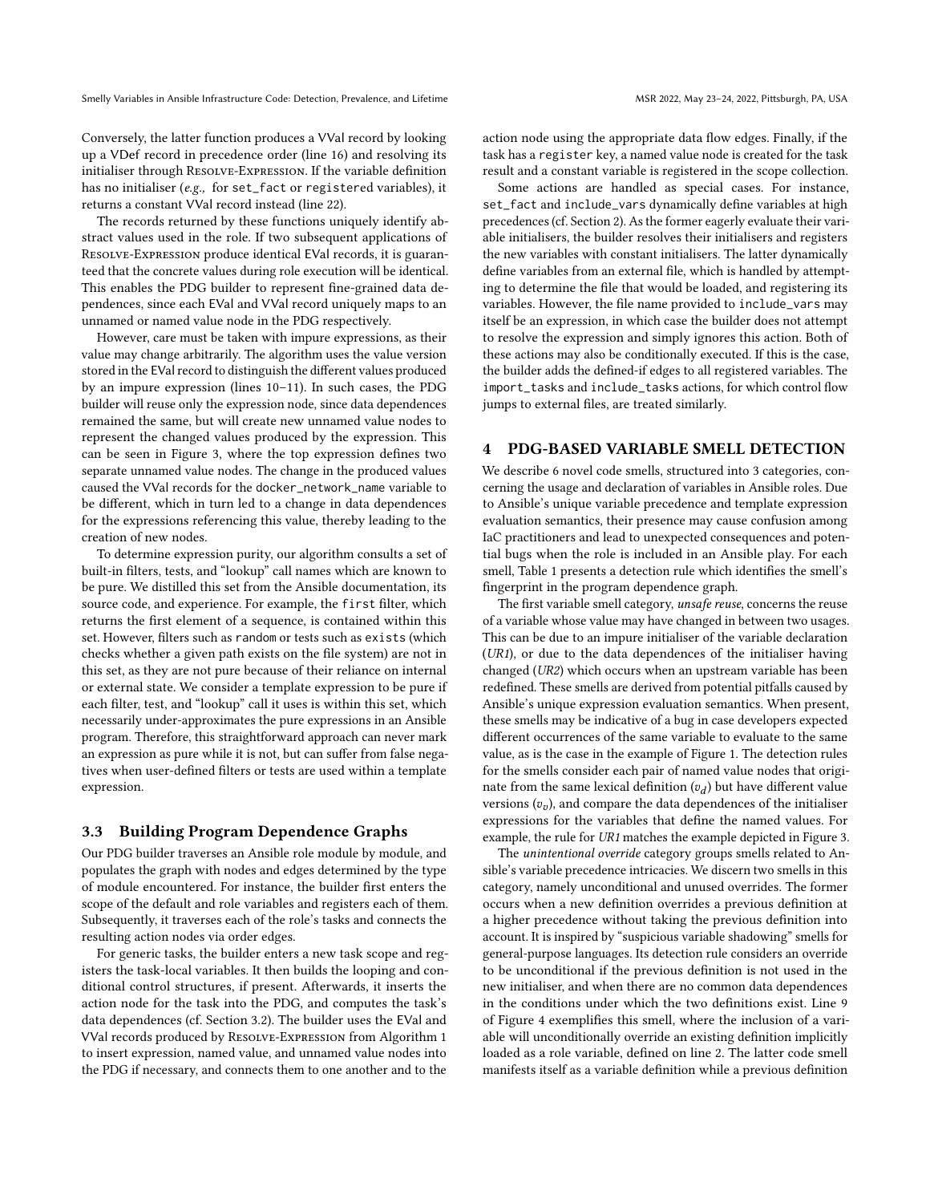Conversely, the latter function produces a VVal record by looking up a VDef record in precedence order (line 16) and resolving its initialiser through Resolve-Expression. If the variable definition has no initialiser (*e.g.,* for `set_fact` or `registered` variables), it returns a constant VVal record instead (line 22).

The records returned by these functions uniquely identify abstract values used in the role. If two subsequent applications of Resolve-Expression produce identical EVal records, it is guaranteed that the concrete values during role execution will be identical. This enables the PDG builder to represent fine-grained data dependences, since each EVal and VVal record uniquely maps to an unnamed or named value node in the PDG respectively.

However, care must be taken with impure expressions, as their value may change arbitrarily. The algorithm uses the value version stored in the EVal record to distinguish the different values produced by an impure expression (lines 10–11). In such cases, the PDG builder will reuse only the expression node, since data dependences remained the same, but will create new unnamed value nodes to represent the changed values produced by the expression. This can be seen in Figure 3, where the top expression defines two separate unnamed value nodes. The change in the produced values caused the VVal records for the `docker_network_name` variable to be different, which in turn led to a change in data dependences for the expressions referencing this value, thereby leading to the creation of new nodes.

To determine expression purity, our algorithm consults a set of built-in filters, tests, and "lookup" call names which are known to be pure. We distilled this set from the Ansible documentation, its source code, and experience. For example, the `first` filter, which returns the first element of a sequence, is contained within this set. However, filters such as `random` or tests such as `exists` (which checks whether a given path exists on the file system) are not in this set, as they are not pure because of their reliance on internal or external state. We consider a template expression to be pure if each filter, test, and "lookup" call it uses is within this set, which necessarily under-approximates the pure expressions in an Ansible program. Therefore, this straightforward approach can never mark an expression as pure while it is not, but can suffer from false negatives when user-defined filters or tests are used within a template expression.

### 3.3 Building Program Dependence Graphs

Our PDG builder traverses an Ansible role module by module, and populates the graph with nodes and edges determined by the type of module encountered. For instance, the builder first enters the scope of the default and role variables and registers each of them. Subsequently, it traverses each of the role's tasks and connects the resulting action nodes via order edges.

For generic tasks, the builder enters a new task scope and registers the task-local variables. It then builds the looping and conditional control structures, if present. Afterwards, it inserts the action node for the task into the PDG, and computes the task's data dependences (cf. Section 3.2). The builder uses the EVal and VVal records produced by Resolve-Expression from Algorithm 1 to insert expression, named value, and unnamed value nodes into the PDG if necessary, and connects them to one another and to the action node using the appropriate data flow edges. Finally, if the task has a `register` key, a named value node is created for the task result and a constant variable is registered in the scope collection.

Some actions are handled as special cases. For instance, `set_fact` and `include_vars` dynamically define variables at high precedences (cf. Section 2). As the former eagerly evaluate their variable initialisers, the builder resolves their initialisers and registers the new variables with constant initialisers. The latter dynamically define variables from an external file, which is handled by attempting to determine the file that would be loaded, and registering its variables. However, the file name provided to `include_vars` may itself be an expression, in which case the builder does not attempt to resolve the expression and simply ignores this action. Both of these actions may also be conditionally executed. If this is the case, the builder adds the defined-if edges to all registered variables. The `import_tasks` and `include_tasks` actions, for which control flow jumps to external files, are treated similarly.

## 4 PDG-BASED VARIABLE SMELL DETECTION

We describe 6 novel code smells, structured into 3 categories, concerning the usage and declaration of variables in Ansible roles. Due to Ansible's unique variable precedence and template expression evaluation semantics, their presence may cause confusion among IaC practitioners and lead to unexpected consequences and potential bugs when the role is included in an Ansible play. For each smell, Table 1 presents a detection rule which identifies the smell's fingerprint in the program dependence graph.

The first variable smell category, *unsafe reuse*, concerns the reuse of a variable whose value may have changed in between two usages. This can be due to an impure initialiser of the variable declaration (*UR1*), or due to the data dependences of the initialiser having changed (*UR2*) which occurs when an upstream variable has been redefined. These smells are derived from potential pitfalls caused by Ansible's unique expression evaluation semantics. When present, these smells may be indicative of a bug in case developers expected different occurrences of the same variable to evaluate to the same value, as is the case in the example of Figure 1. The detection rules for the smells consider each pair of named value nodes that originate from the same lexical definition ($v_d$) but have different value versions ($v_v$), and compare the data dependences of the initialiser expressions for the variables that define the named values. For example, the rule for *UR1* matches the example depicted in Figure 3.

The *unintentional override* category groups smells related to Ansible's variable precedence intricacies. We discern two smells in this category, namely unconditional and unused overrides. The former occurs when a new definition overrides a previous definition at a higher precedence without taking the previous definition into account. It is inspired by "suspicious variable shadowing" smells for general-purpose languages. Its detection rule considers an override to be unconditional if the previous definition is not used in the new initialiser, and when there are no common data dependences in the conditions under which the two definitions exist. Line 9 of Figure 4 exemplifies this smell, where the inclusion of a variable will unconditionally override an existing definition implicitly loaded as a role variable, defined on line 2. The latter code smell manifests itself as a variable definition while a previous definition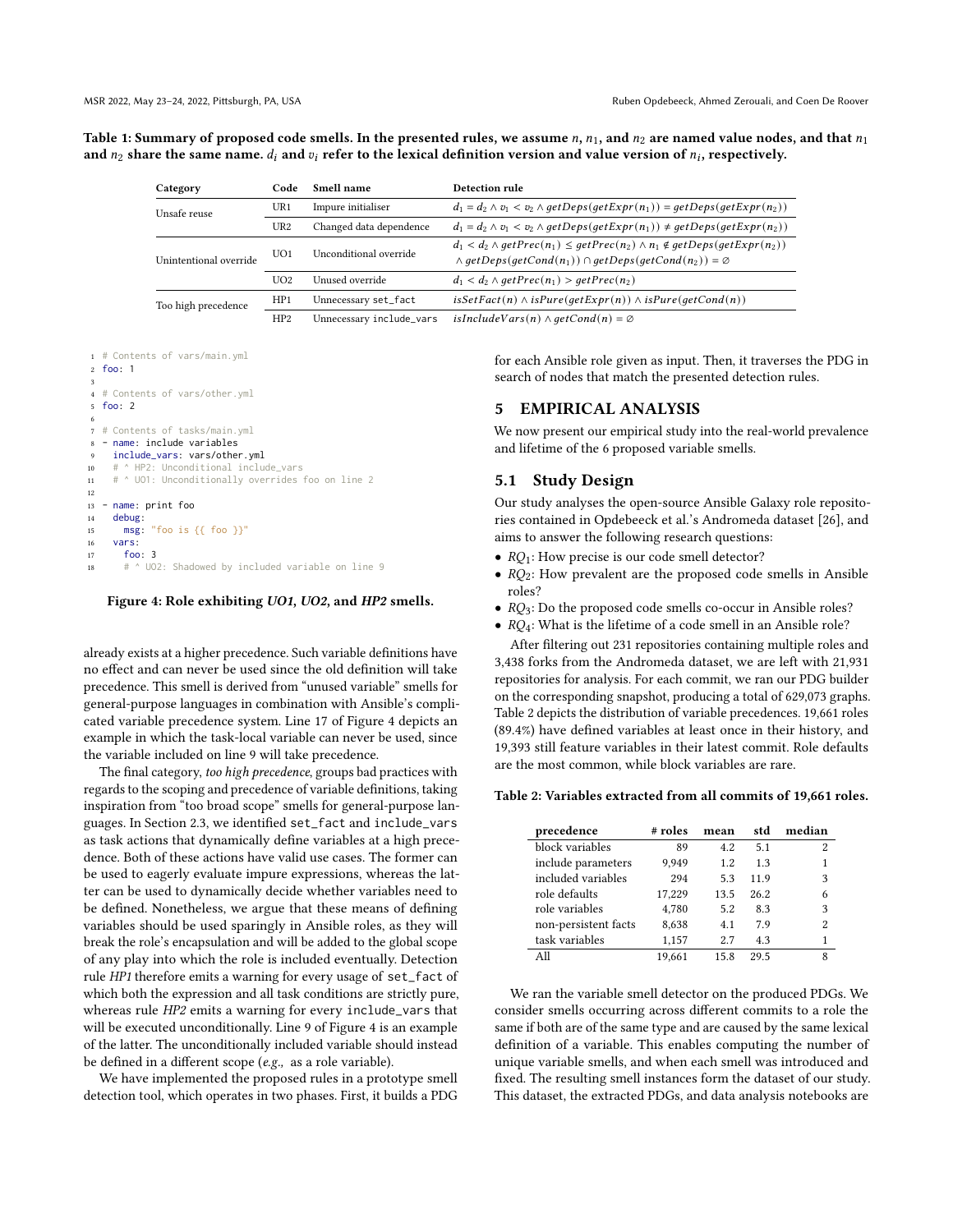**Table 1: Summary of proposed code smells. In the presented rules, we assume $n$, $n_1$, and $n_2$ are named value nodes, and that $n_1$ and $n_2$ share the same name. $d_i$ and $v_i$ refer to the lexical definition version and value version of $n_i$, respectively.**

| Category | Code | Smell name | Detection rule |
|---|---|---|---|
| Unsafe reuse | UR1 | Impure initialiser | $d_1 = d_2 \wedge v_1 < v_2 \wedge getDeps(getExpr(n_1)) = getDeps(getExpr(n_2))$ |
| | UR2 | Changed data dependence | $d_1 = d_2 \wedge v_1 < v_2 \wedge getDeps(getExpr(n_1)) \neq getDeps(getExpr(n_2))$ |
| Unintentional override | UO1 | Unconditional override | $d_1 < d_2 \wedge getPrec(n_1) \leq getPrec(n_2) \wedge n_1 \notin getDeps(getExpr(n_2)) \wedge getDeps(getCond(n_1)) \cap getDeps(getCond(n_2)) = \emptyset$ |
| | UO2 | Unused override | $d_1 < d_2 \wedge getPrec(n_1) > getPrec(n_2)$ |
| Too high precedence | HP1 | Unnecessary set_fact | $isSetFact(n) \wedge isPure(getExpr(n)) \wedge isPure(getCond(n))$ |
| | HP2 | Unnecessary include_vars | $isIncludeVars(n) \wedge getCond(n) = \emptyset$ |

```
1  # Contents of vars/main.yml
2  foo: 1
3
4  # Contents of vars/other.yml
5  foo: 2
6
7  # Contents of tasks/main.yml
8  - name: include variables
9    include_vars: vars/other.yml
10   # ^ HP2: Unconditional include_vars
11   # ^ UO1: Unconditionally overrides foo on line 2
12
13 - name: print foo
14   debug:
15     msg: "foo is {{ foo }}"
16   vars:
17     foo: 3
18     # ^ UO2: Shadowed by included variable on line 9
```

**Figure 4: Role exhibiting *UO1*, *UO2*, and *HP2* smells.**

already exists at a higher precedence. Such variable definitions have no effect and can never be used since the old definition will take precedence. This smell is derived from "unused variable" smells for general-purpose languages in combination with Ansible's complicated variable precedence system. Line 17 of Figure 4 depicts an example in which the task-local variable can never be used, since the variable included on line 9 will take precedence.

The final category, *too high precedence*, groups bad practices with regards to the scoping and precedence of variable definitions, taking inspiration from "too broad scope" smells for general-purpose languages. In Section 2.3, we identified `set_fact` and `include_vars` as task actions that dynamically define variables at a high precedence. Both of these actions have valid use cases. The former can be used to eagerly evaluate impure expressions, whereas the latter can be used to dynamically decide whether variables need to be defined. Nonetheless, we argue that these means of defining variables should be used sparingly in Ansible roles, as they will break the role's encapsulation and will be added to the global scope of any play into which the role is included eventually. Detection rule *HP1* therefore emits a warning for every usage of `set_fact` of which both the expression and all task conditions are strictly pure, whereas rule *HP2* emits a warning for every `include_vars` that will be executed unconditionally. Line 9 of Figure 4 is an example of the latter. The unconditionally included variable should instead be defined in a different scope (*e.g.,* as a role variable).

We have implemented the proposed rules in a prototype smell detection tool, which operates in two phases. First, it builds a PDG for each Ansible role given as input. Then, it traverses the PDG in search of nodes that match the presented detection rules.

# 5 EMPIRICAL ANALYSIS

We now present our empirical study into the real-world prevalence and lifetime of the 6 proposed variable smells.

## 5.1 Study Design

Our study analyses the open-source Ansible Galaxy role repositories contained in Opdebeeck et al.'s Andromeda dataset [26], and aims to answer the following research questions:

- $RQ_1$: How precise is our code smell detector?
- $RQ_2$: How prevalent are the proposed code smells in Ansible roles?
- $RQ_3$: Do the proposed code smells co-occur in Ansible roles?
- $RQ_4$: What is the lifetime of a code smell in an Ansible role?

After filtering out 231 repositories containing multiple roles and 3,438 forks from the Andromeda dataset, we are left with 21,931 repositories for analysis. For each commit, we ran our PDG builder on the corresponding snapshot, producing a total of 629,073 graphs. Table 2 depicts the distribution of variable precedences. 19,661 roles (89.4%) have defined variables at least once in their history, and 19,393 still feature variables in their latest commit. Role defaults are the most common, while block variables are rare.

**Table 2: Variables extracted from all commits of 19,661 roles.**

| precedence | # roles | mean | std | median |
|---|---|---|---|---|
| block variables | 89 | 4.2 | 5.1 | 2 |
| include parameters | 9,949 | 1.2 | 1.3 | 1 |
| included variables | 294 | 5.3 | 11.9 | 3 |
| role defaults | 17,229 | 13.5 | 26.2 | 6 |
| role variables | 4,780 | 5.2 | 8.3 | 3 |
| non-persistent facts | 8,638 | 4.1 | 7.9 | 2 |
| task variables | 1,157 | 2.7 | 4.3 | 1 |
| All | 19,661 | 15.8 | 29.5 | 8 |

We ran the variable smell detector on the produced PDGs. We consider smells occurring across different commits to a role the same if both are of the same type and are caused by the same lexical definition of a variable. This enables computing the number of unique variable smells, and when each smell was introduced and fixed. The resulting smell instances form the dataset of our study. This dataset, the extracted PDGs, and data analysis notebooks are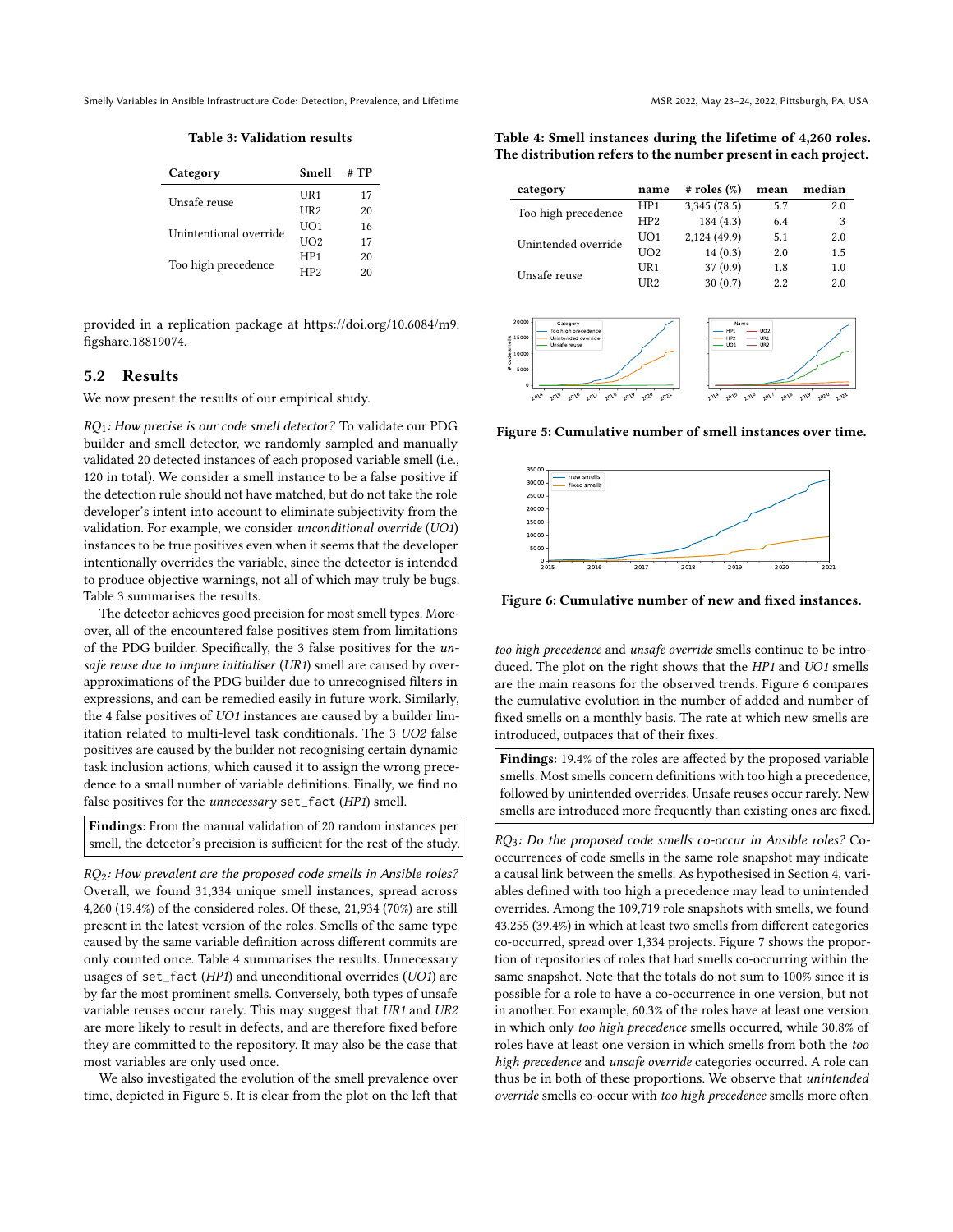**Table 3: Validation results**

| Category | Smell | # TP |
|---|---|---|
| Unsafe reuse | UR1 | 17 |
| | UR2 | 20 |
| Unintentional override | UO1 | 16 |
| | UO2 | 17 |
| Too high precedence | HP1 | 20 |
| | HP2 | 20 |

provided in a replication package at https://doi.org/10.6084/m9.figshare.18819074.

## 5.2 Results

We now present the results of our empirical study.

*$RQ_1$: How precise is our code smell detector?* To validate our PDG builder and smell detector, we randomly sampled and manually validated 20 detected instances of each proposed variable smell (i.e., 120 in total). We consider a smell instance to be a false positive if the detection rule should not have matched, but do not take the role developer's intent into account to eliminate subjectivity from the validation. For example, we consider *unconditional override* (*UO1*) instances to be true positives even when it seems that the developer intentionally overrides the variable, since the detector is intended to produce objective warnings, not all of which may truly be bugs. Table 3 summarises the results.

The detector achieves good precision for most smell types. Moreover, all of the encountered false positives stem from limitations of the PDG builder. Specifically, the 3 false positives for the *unsafe reuse due to impure initialiser* (*UR1*) smell are caused by over-approximations of the PDG builder due to unrecognised filters in expressions, and can be remedied easily in future work. Similarly, the 4 false positives of *UO1* instances are caused by a builder limitation related to multi-level task conditionals. The 3 *UO2* false positives are caused by the builder not recognising certain dynamic task inclusion actions, which caused it to assign the wrong precedence to a small number of variable definitions. Finally, we find no false positives for the *unnecessary* `set_fact` (*HP1*) smell.

> **Findings**: From the manual validation of 20 random instances per smell, the detector's precision is sufficient for the rest of the study.

*$RQ_2$: How prevalent are the proposed code smells in Ansible roles?* Overall, we found 31,334 unique smell instances, spread across 4,260 (19.4%) of the considered roles. Of these, 21,934 (70%) are still present in the latest version of the roles. Smells of the same type caused by the same variable definition across different commits are only counted once. Table 4 summarises the results. Unnecessary usages of `set_fact` (*HP1*) and unconditional overrides (*UO1*) are by far the most prominent smells. Conversely, both types of unsafe variable reuses occur rarely. This may suggest that *UR1* and *UR2* are more likely to result in defects, and are therefore fixed before they are committed to the repository. It may also be the case that most variables are only used once.

We also investigated the evolution of the smell prevalence over time, depicted in Figure 5. It is clear from the plot on the left that *too high precedence* and *unsafe override* smells continue to be introduced. The plot on the right shows that the *HP1* and *UO1* smells are the main reasons for the observed trends. Figure 6 compares the cumulative evolution in the number of added and number of fixed smells on a monthly basis. The rate at which new smells are introduced, outpaces that of their fixes.

**Table 4: Smell instances during the lifetime of 4,260 roles. The distribution refers to the number present in each project.**

| category | name | # roles (%) | mean | median |
|---|---|---|---|---|
| Too high precedence | HP1 | 3,345 (78.5) | 5.7 | 2.0 |
| | HP2 | 184 (4.3) | 6.4 | 3 |
| Unintended override | UO1 | 2,124 (49.9) | 5.1 | 2.0 |
| | UO2 | 14 (0.3) | 2.0 | 1.5 |
| Unsafe reuse | UR1 | 37 (0.9) | 1.8 | 1.0 |
| | UR2 | 30 (0.7) | 2.2 | 2.0 |

**Figure 5: Cumulative number of smell instances over time.**

**Figure 6: Cumulative number of new and fixed instances.**

> **Findings**: 19.4% of the roles are affected by the proposed variable smells. Most smells concern definitions with too high a precedence, followed by unintended overrides. Unsafe reuses occur rarely. New smells are introduced more frequently than existing ones are fixed.

*$RQ_3$: Do the proposed code smells co-occur in Ansible roles?* Co-occurrences of code smells in the same role snapshot may indicate a causal link between the smells. As hypothesised in Section 4, variables defined with too high a precedence may lead to unintended overrides. Among the 109,719 role snapshots with smells, we found 43,255 (39.4%) in which at least two smells from different categories co-occurred, spread over 1,334 projects. Figure 7 shows the proportion of repositories of roles that had smells co-occurring within the same snapshot. Note that the totals do not sum to 100% since it is possible for a role to have a co-occurrence in one version, but not in another. For example, 60.3% of the roles have at least one version in which only *too high precedence* smells occurred, while 30.8% of roles have at least one version in which smells from both the *too high precedence* and *unsafe override* categories occurred. A role can thus be in both of these proportions. We observe that *unintended override* smells co-occur with *too high precedence* smells more often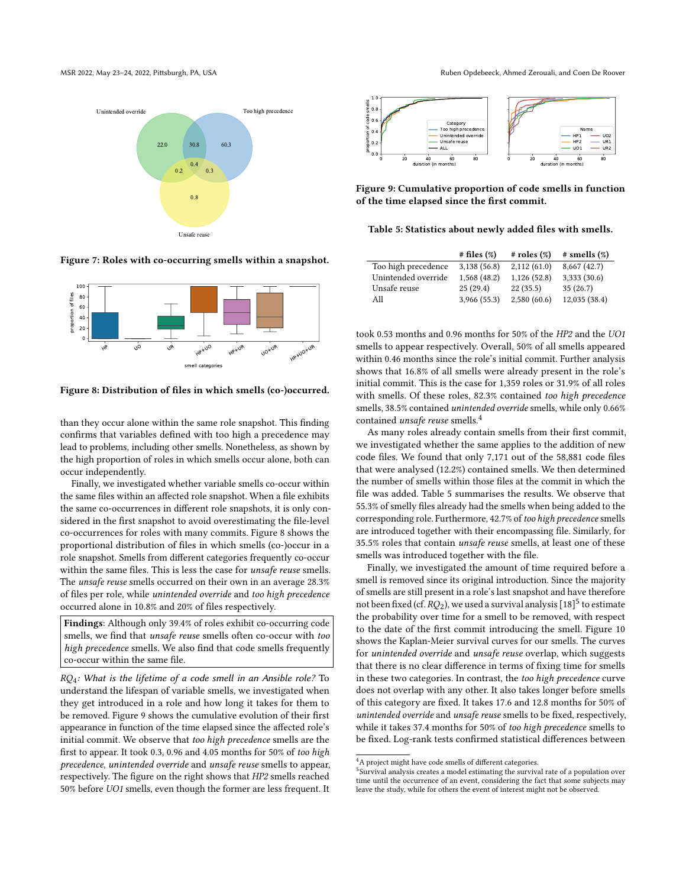Figure 7: Roles with co-occurring smells within a snapshot.

Figure 8: Distribution of files in which smells (co-)occurred.

than they occur alone within the same role snapshot. This finding confirms that variables defined with too high a precedence may lead to problems, including other smells. Nonetheless, as shown by the high proportion of roles in which smells occur alone, both can occur independently.

Finally, we investigated whether variable smells co-occur within the same files within an affected role snapshot. When a file exhibits the same co-occurrences in different role snapshots, it is only considered in the first snapshot to avoid overestimating the file-level co-occurrences for roles with many commits. Figure 8 shows the proportional distribution of files in which smells (co-)occur in a role snapshot. Smells from different categories frequently co-occur within the same files. This is less the case for *unsafe reuse* smells. The *unsafe reuse* smells occurred on their own in an average 28.3% of files per role, while *unintended override* and *too high precedence* occurred alone in 10.8% and 20% of files respectively.

**Findings**: Although only 39.4% of roles exhibit co-occurring code smells, we find that *unsafe reuse* smells often co-occur with *too high precedence* smells. We also find that code smells frequently co-occur within the same file.

*$RQ_4$: What is the lifetime of a code smell in an Ansible role?* To understand the lifespan of variable smells, we investigated when they get introduced in a role and how long it takes for them to be removed. Figure 9 shows the cumulative evolution of their first appearance in function of the time elapsed since the affected role's initial commit. We observe that *too high precedence* smells are the first to appear. It took 0.3, 0.96 and 4.05 months for 50% of *too high precedence*, *unintended override* and *unsafe reuse* smells to appear, respectively. The figure on the right shows that *HP2* smells reached 50% before *UO1* smells, even though the former are less frequent. It took 0.53 months and 0.96 months for 50% of the *HP2* and the *UO1* smells to appear respectively. Overall, 50% of all smells appeared within 0.46 months since the role's initial commit. Further analysis shows that 16.8% of all smells were already present in the role's initial commit. This is the case for 1,359 roles or 31.9% of all roles with smells. Of these roles, 82.3% contained *too high precedence* smells, 38.5% contained *unintended override* smells, while only 0.66% contained *unsafe reuse* smells.[4]

Figure 9: Cumulative proportion of code smells in function of the time elapsed since the first commit.

Table 5: Statistics about newly added files with smells.

| | # files (%) | # roles (%) | # smells (%) |
|---|---|---|---|
| Too high precedence | 3,138 (56.8) | 2,112 (61.0) | 8,667 (42.7) |
| Unintended override | 1,568 (48.2) | 1,126 (52.8) | 3,333 (30.6) |
| Unsafe reuse | 25 (29.4) | 22 (35.5) | 35 (26.7) |
| All | 3,966 (55.3) | 2,580 (60.6) | 12,035 (38.4) |

As many roles already contain smells from their first commit, we investigated whether the same applies to the addition of new code files. We found that only 7,171 out of the 58,881 code files that were analysed (12.2%) contained smells. We then determined the number of smells within those files at the commit in which the file was added. Table 5 summarises the results. We observe that 55.3% of smelly files already had the smells when being added to the corresponding role. Furthermore, 42.7% of *too high precedence* smells are introduced together with their encompassing file. Similarly, for 35.5% roles that contain *unsafe reuse* smells, at least one of these smells was introduced together with the file.

Finally, we investigated the amount of time required before a smell is removed since its original introduction. Since the majority of smells are still present in a role's last snapshot and have therefore not been fixed (cf. $RQ_2$), we used a survival analysis [18][5] to estimate the probability over time for a smell to be removed, with respect to the date of the first commit introducing the smell. Figure 10 shows the Kaplan-Meier survival curves for our smells. The curves for *unintended override* and *unsafe reuse* overlap, which suggests that there is no clear difference in terms of fixing time for smells in these two categories. In contrast, the *too high precedence* curve does not overlap with any other. It also takes longer before smells of this category are fixed. It takes 17.6 and 12.8 months for 50% of *unintended override* and *unsafe reuse* smells to be fixed, respectively, while it takes 37.4 months for 50% of *too high precedence* smells to be fixed. Log-rank tests confirmed statistical differences between

[4] A project might have code smells of different categories.

[5] Survival analysis creates a model estimating the survival rate of a population over time until the occurrence of an event, considering the fact that some subjects may leave the study, while for others the event of interest might not be observed.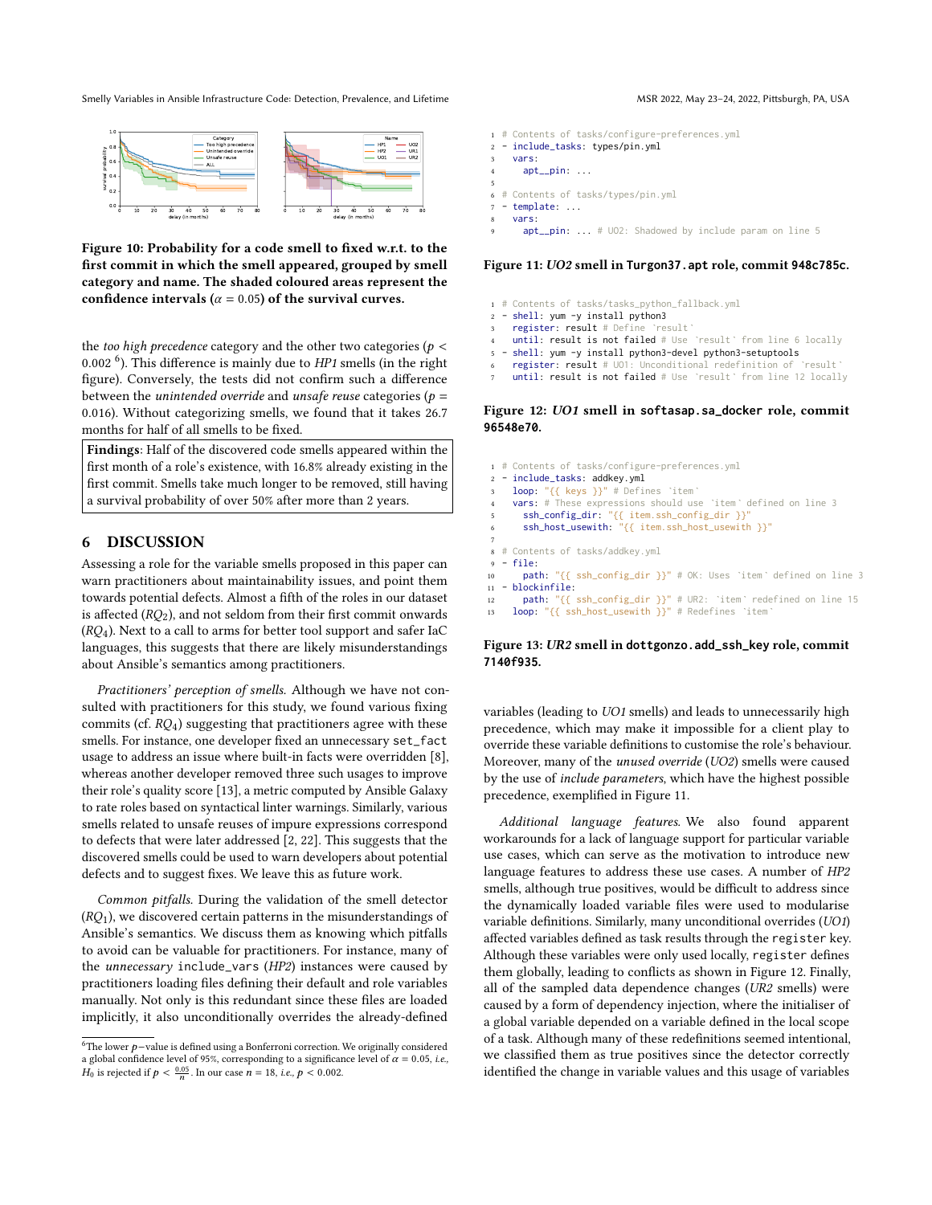Figure 10: Probability for a code smell to fixed w.r.t. to the first commit in which the smell appeared, grouped by smell category and name. The shaded coloured areas represent the confidence intervals ($\alpha = 0.05$) of the survival curves.

the *too high precedence* category and the other two categories ($p < 0.002$ [6]). This difference is mainly due to *HP1* smells (in the right figure). Conversely, the tests did not confirm such a difference between the *unintended override* and *unsafe reuse* categories ($p = 0.016$). Without categorizing smells, we found that it takes 26.7 months for half of all smells to be fixed.

**Findings**: Half of the discovered code smells appeared within the first month of a role's existence, with 16.8% already existing in the first commit. Smells take much longer to be removed, still having a survival probability of over 50% after more than 2 years.

# 6 DISCUSSION

Assessing a role for the variable smells proposed in this paper can warn practitioners about maintainability issues, and point them towards potential defects. Almost a fifth of the roles in our dataset is affected ($RQ_2$), and not seldom from their first commit onwards ($RQ_4$). Next to a call to arms for better tool support and safer IaC languages, this suggests that there are likely misunderstandings about Ansible's semantics among practitioners.

*Practitioners' perception of smells.* Although we have not consulted with practitioners for this study, we found various fixing commits (cf. $RQ_4$) suggesting that practitioners agree with these smells. For instance, one developer fixed an unnecessary `set_fact` usage to address an issue where built-in facts were overridden [8], whereas another developer removed three such usages to improve their role's quality score [13], a metric computed by Ansible Galaxy to rate roles based on syntactical linter warnings. Similarly, various smells related to unsafe reuses of impure expressions correspond to defects that were later addressed [2, 22]. This suggests that the discovered smells could be used to warn developers about potential defects and to suggest fixes. We leave this as future work.

*Common pitfalls.* During the validation of the smell detector ($RQ_1$), we discovered certain patterns in the misunderstandings of Ansible's semantics. We discuss them as knowing which pitfalls to avoid can be valuable for practitioners. For instance, many of the *unnecessary* `include_vars` (*HP2*) instances were caused by practitioners loading files defining their default and role variables manually. Not only is this redundant since these files are loaded implicitly, it also unconditionally overrides the already-defined

[6] The lower $p$−value is defined using a Bonferroni correction. We originally considered a global confidence level of 95%, corresponding to a significance level of $\alpha = 0.05$, *i.e.*, $H_0$ is rejected if $p < \frac{0.05}{n}$. In our case $n = 18$, *i.e.*, $p < 0.002$.

```
1 # Contents of tasks/configure-preferences.yml
2 - include_tasks: types/pin.yml
3   vars:
4     apt__pin: ...
5
6 # Contents of tasks/types/pin.yml
7 - template: ...
8   vars:
9     apt__pin: ... # UO2: Shadowed by include param on line 5
```

Figure 11: *UO2* smell in `Turgon37.apt` role, commit `948c785c`.

```
1 # Contents of tasks/tasks_python_fallback.yml
2 - shell: yum -y install python3
3   register: result # Define `result`
4   until: result is not failed # Use `result` from line 6 locally
5 - shell: yum -y install python3-devel python3-setuptools
6   register: result # UO1: Unconditional redefinition of `result`
7   until: result is not failed # Use `result` from line 12 locally
```

Figure 12: *UO1* smell in `softasap.sa_docker` role, commit `96548e70`.

```
1 # Contents of tasks/configure-preferences.yml
2 - include_tasks: addkey.yml
3   loop: "{{ keys }}" # Defines `item`
4   vars: # These expressions should use `item` defined on line 3
5     ssh_config_dir: "{{ item.ssh_config_dir }}"
6     ssh_host_usewith: "{{ item.ssh_host_usewith }}"
7
8 # Contents of tasks/addkey.yml
9 - file:
10     path: "{{ ssh_config_dir }}" # OK: Uses `item` defined on line 3
11 - blockinfile:
12     path: "{{ ssh_config_dir }}" # UR2: `item` redefined on line 15
13   loop: "{{ ssh_host_usewith }}" # Redefines `item`
```

Figure 13: *UR2* smell in `dottgonzo.add_ssh_key` role, commit `7140f935`.

variables (leading to *UO1* smells) and leads to unnecessarily high precedence, which may make it impossible for a client play to override these variable definitions to customise the role's behaviour. Moreover, many of the *unused override* (*UO2*) smells were caused by the use of *include parameters*, which have the highest possible precedence, exemplified in Figure 11.

*Additional language features.* We also found apparent workarounds for a lack of language support for particular variable use cases, which can serve as the motivation to introduce new language features to address these use cases. A number of *HP2* smells, although true positives, would be difficult to address since the dynamically loaded variable files were used to modularise variable definitions. Similarly, many unconditional overrides (*UO1*) affected variables defined as task results through the `register` key. Although these variables were only used locally, `register` defines them globally, leading to conflicts as shown in Figure 12. Finally, all of the sampled data dependence changes (*UR2* smells) were caused by a form of dependency injection, where the initialiser of a global variable depended on a variable defined in the local scope of a task. Although many of these redefinitions seemed intentional, we classified them as true positives since the detector correctly identified the change in variable values and this usage of variables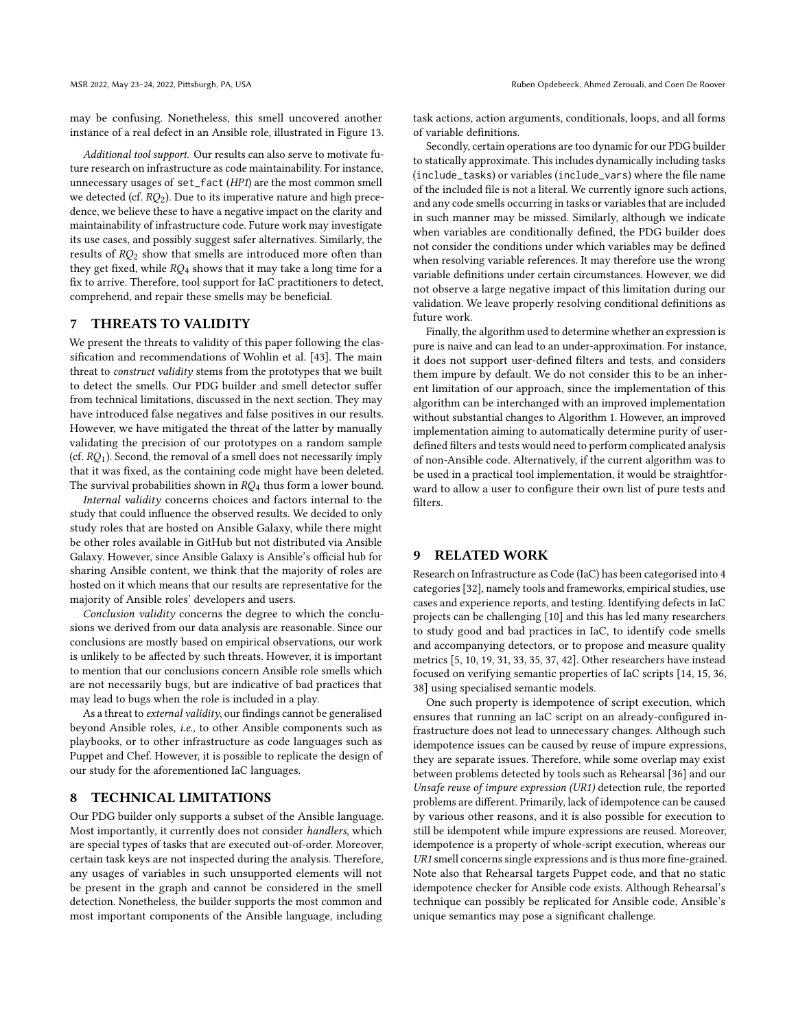may be confusing. Nonetheless, this smell uncovered another instance of a real defect in an Ansible role, illustrated in Figure 13.

*Additional tool support.* Our results can also serve to motivate future research on infrastructure as code maintainability. For instance, unnecessary usages of `set_fact` (*HP1*) are the most common smell we detected (cf. $RQ_2$). Due to its imperative nature and high precedence, we believe these to have a negative impact on the clarity and maintainability of infrastructure code. Future work may investigate its use cases, and possibly suggest safer alternatives. Similarly, the results of $RQ_2$ show that smells are introduced more often than they get fixed, while $RQ_4$ shows that it may take a long time for a fix to arrive. Therefore, tool support for IaC practitioners to detect, comprehend, and repair these smells may be beneficial.

## 7 THREATS TO VALIDITY

We present the threats to validity of this paper following the classification and recommendations of Wohlin et al. [43]. The main threat to *construct validity* stems from the prototypes that we built to detect the smells. Our PDG builder and smell detector suffer from technical limitations, discussed in the next section. They may have introduced false negatives and false positives in our results. However, we have mitigated the threat of the latter by manually validating the precision of our prototypes on a random sample (cf. $RQ_1$). Second, the removal of a smell does not necessarily imply that it was fixed, as the containing code might have been deleted. The survival probabilities shown in $RQ_4$ thus form a lower bound.

*Internal validity* concerns choices and factors internal to the study that could influence the observed results. We decided to only study roles that are hosted on Ansible Galaxy, while there might be other roles available in GitHub but not distributed via Ansible Galaxy. However, since Ansible Galaxy is Ansible's official hub for sharing Ansible content, we think that the majority of roles are hosted on it which means that our results are representative for the majority of Ansible roles' developers and users.

*Conclusion validity* concerns the degree to which the conclusions we derived from our data analysis are reasonable. Since our conclusions are mostly based on empirical observations, our work is unlikely to be affected by such threats. However, it is important to mention that our conclusions concern Ansible role smells which are not necessarily bugs, but are indicative of bad practices that may lead to bugs when the role is included in a play.

As a threat to *external validity*, our findings cannot be generalised beyond Ansible roles, *i.e.,* to other Ansible components such as playbooks, or to other infrastructure as code languages such as Puppet and Chef. However, it is possible to replicate the design of our study for the aforementioned IaC languages.

## 8 TECHNICAL LIMITATIONS

Our PDG builder only supports a subset of the Ansible language. Most importantly, it currently does not consider *handlers*, which are special types of tasks that are executed out-of-order. Moreover, certain task keys are not inspected during the analysis. Therefore, any usages of variables in such unsupported elements will not be present in the graph and cannot be considered in the smell detection. Nonetheless, the builder supports the most common and most important components of the Ansible language, including task actions, action arguments, conditionals, loops, and all forms of variable definitions.

Secondly, certain operations are too dynamic for our PDG builder to statically approximate. This includes dynamically including tasks (`include_tasks`) or variables (`include_vars`) where the file name of the included file is not a literal. We currently ignore such actions, and any code smells occurring in tasks or variables that are included in such manner may be missed. Similarly, although we indicate when variables are conditionally defined, the PDG builder does not consider the conditions under which variables may be defined when resolving variable references. It may therefore use the wrong variable definitions under certain circumstances. However, we did not observe a large negative impact of this limitation during our validation. We leave properly resolving conditional definitions as future work.

Finally, the algorithm used to determine whether an expression is pure is naive and can lead to an under-approximation. For instance, it does not support user-defined filters and tests, and considers them impure by default. We do not consider this to be an inherent limitation of our approach, since the implementation of this algorithm can be interchanged with an improved implementation without substantial changes to Algorithm 1. However, an improved implementation aiming to automatically determine purity of user-defined filters and tests would need to perform complicated analysis of non-Ansible code. Alternatively, if the current algorithm was to be used in a practical tool implementation, it would be straightforward to allow a user to configure their own list of pure tests and filters.

## 9 RELATED WORK

Research on Infrastructure as Code (IaC) has been categorised into 4 categories [32], namely tools and frameworks, empirical studies, use cases and experience reports, and testing. Identifying defects in IaC projects can be challenging [10] and this has led many researchers to study good and bad practices in IaC, to identify code smells and accompanying detectors, or to propose and measure quality metrics [5, 10, 19, 31, 33, 35, 37, 42]. Other researchers have instead focused on verifying semantic properties of IaC scripts [14, 15, 36, 38] using specialised semantic models.

One such property is idempotence of script execution, which ensures that running an IaC script on an already-configured infrastructure does not lead to unnecessary changes. Although such idempotence issues can be caused by reuse of impure expressions, they are separate issues. Therefore, while some overlap may exist between problems detected by tools such as Rehearsal [36] and our *Unsafe reuse of impure expression (UR1)* detection rule, the reported problems are different. Primarily, lack of idempotence can be caused by various other reasons, and it is also possible for execution to still be idempotent while impure expressions are reused. Moreover, idempotence is a property of whole-script execution, whereas our *UR1* smell concerns single expressions and is thus more fine-grained. Note also that Rehearsal targets Puppet code, and that no static idempotence checker for Ansible code exists. Although Rehearsal's technique can possibly be replicated for Ansible code, Ansible's unique semantics may pose a significant challenge.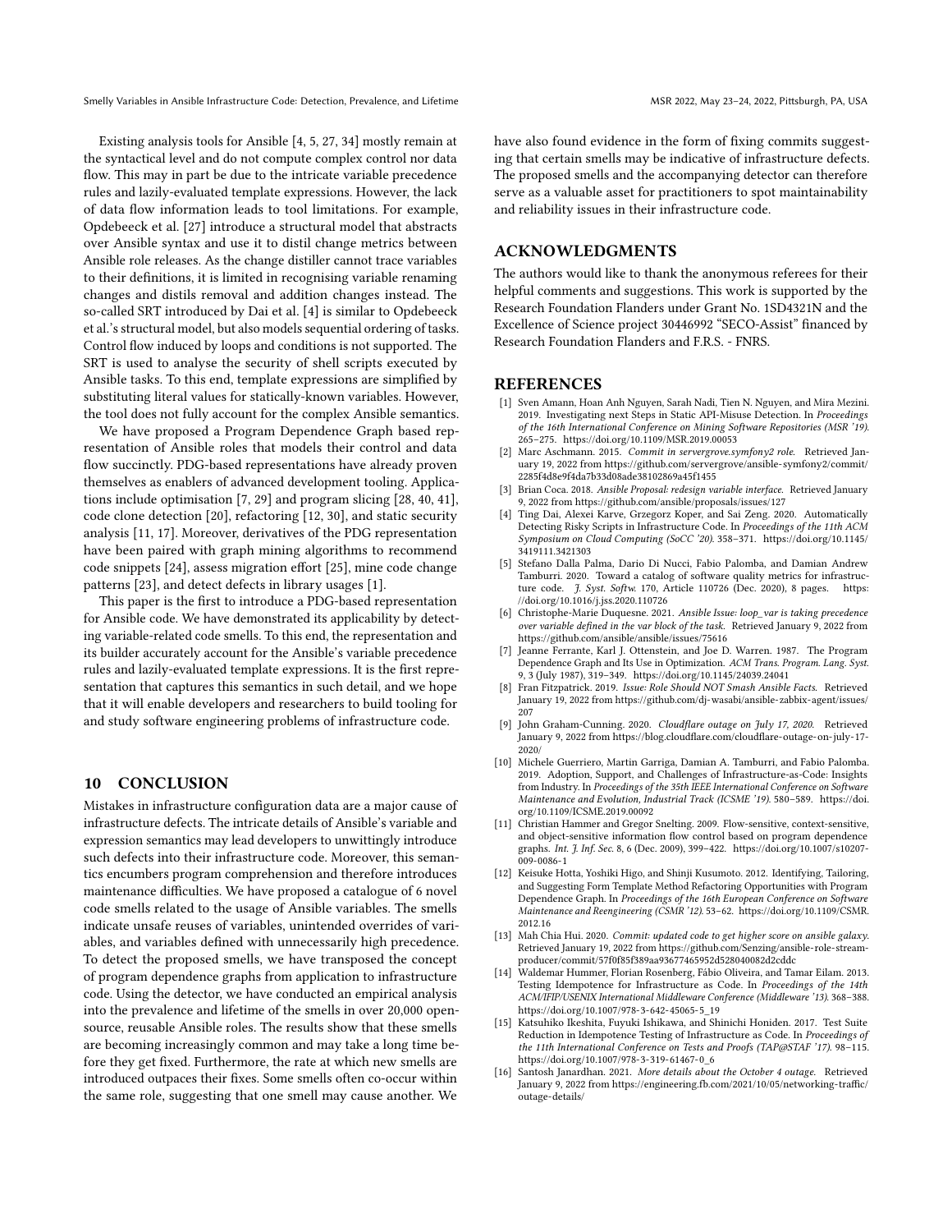Existing analysis tools for Ansible [4, 5, 27, 34] mostly remain at the syntactical level and do not compute complex control nor data flow. This may in part be due to the intricate variable precedence rules and lazily-evaluated template expressions. However, the lack of data flow information leads to tool limitations. For example, Opdebeeck et al. [27] introduce a structural model that abstracts over Ansible syntax and use it to distil change metrics between Ansible role releases. As the change distiller cannot trace variables to their definitions, it is limited in recognising variable renaming changes and distils removal and addition changes instead. The so-called SRT introduced by Dai et al. [4] is similar to Opdebeeck et al.'s structural model, but also models sequential ordering of tasks. Control flow induced by loops and conditions is not supported. The SRT is used to analyse the security of shell scripts executed by Ansible tasks. To this end, template expressions are simplified by substituting literal values for statically-known variables. However, the tool does not fully account for the complex Ansible semantics.

We have proposed a Program Dependence Graph based representation of Ansible roles that models their control and data flow succinctly. PDG-based representations have already proven themselves as enablers of advanced development tooling. Applications include optimisation [7, 29] and program slicing [28, 40, 41], code clone detection [20], refactoring [12, 30], and static security analysis [11, 17]. Moreover, derivatives of the PDG representation have been paired with graph mining algorithms to recommend code snippets [24], assess migration effort [25], mine code change patterns [23], and detect defects in library usages [1].

This paper is the first to introduce a PDG-based representation for Ansible code. We have demonstrated its applicability by detecting variable-related code smells. To this end, the representation and its builder accurately account for the Ansible's variable precedence rules and lazily-evaluated template expressions. It is the first representation that captures this semantics in such detail, and we hope that it will enable developers and researchers to build tooling for and study software engineering problems of infrastructure code.

## 10 CONCLUSION

Mistakes in infrastructure configuration data are a major cause of infrastructure defects. The intricate details of Ansible's variable and expression semantics may lead developers to unwittingly introduce such defects into their infrastructure code. Moreover, this semantics encumbers program comprehension and therefore introduces maintenance difficulties. We have proposed a catalogue of 6 novel code smells related to the usage of Ansible variables. The smells indicate unsafe reuses of variables, unintended overrides of variables, and variables defined with unnecessarily high precedence. To detect the proposed smells, we have transposed the concept of program dependence graphs from application to infrastructure code. Using the detector, we have conducted an empirical analysis into the prevalence and lifetime of the smells in over 20,000 open-source, reusable Ansible roles. The results show that these smells are becoming increasingly common and may take a long time before they get fixed. Furthermore, the rate at which new smells are introduced outpaces their fixes. Some smells often co-occur within the same role, suggesting that one smell may cause another. We have also found evidence in the form of fixing commits suggesting that certain smells may be indicative of infrastructure defects. The proposed smells and the accompanying detector can therefore serve as a valuable asset for practitioners to spot maintainability and reliability issues in their infrastructure code.

## ACKNOWLEDGMENTS

The authors would like to thank the anonymous referees for their helpful comments and suggestions. This work is supported by the Research Foundation Flanders under Grant No. 1SD4321N and the Excellence of Science project 30446992 "SECO-Assist" financed by Research Foundation Flanders and F.R.S. - FNRS.

## REFERENCES

- [1] Sven Amann, Hoan Anh Nguyen, Sarah Nadi, Tien N. Nguyen, and Mira Mezini. 2019. Investigating next Steps in Static API-Misuse Detection. In *Proceedings of the 16th International Conference on Mining Software Repositories (MSR '19)*. 265–275. https://doi.org/10.1109/MSR.2019.00053
- [2] Marc Aschmann. 2015. *Commit in servergrove.symfony2 role.* Retrieved January 19, 2022 from https://github.com/servergrove/ansible-symfony2/commit/2285f4d8e9f4da7b33d08ade38102869a45f1455
- [3] Brian Coca. 2018. *Ansible Proposal: redesign variable interface.* Retrieved January 9, 2022 from https://github.com/ansible/proposals/issues/127
- [4] Ting Dai, Alexei Karve, Grzegorz Koper, and Sai Zeng. 2020. Automatically Detecting Risky Scripts in Infrastructure Code. In *Proceedings of the 11th ACM Symposium on Cloud Computing (SoCC '20)*. 358–371. https://doi.org/10.1145/3419111.3421303
- [5] Stefano Dalla Palma, Dario Di Nucci, Fabio Palomba, and Damian Andrew Tamburri. 2020. Toward a catalog of software quality metrics for infrastructure code. *J. Syst. Softw.* 170, Article 110726 (Dec. 2020), 8 pages. https://doi.org/10.1016/j.jss.2020.110726
- [6] Christophe-Marie Duquesne. 2021. *Ansible Issue: loop_var is taking precedence over variable defined in the var block of the task.* Retrieved January 9, 2022 from https://github.com/ansible/ansible/issues/75616
- [7] Jeanne Ferrante, Karl J. Ottenstein, and Joe D. Warren. 1987. The Program Dependence Graph and Its Use in Optimization. *ACM Trans. Program. Lang. Syst.* 9, 3 (July 1987), 319–349. https://doi.org/10.1145/24039.24041
- [8] Fran Fitzpatrick. 2019. *Issue: Role Should NOT Smash Ansible Facts.* Retrieved January 19, 2022 from https://github.com/dj-wasabi/ansible-zabbix-agent/issues/207
- [9] John Graham-Cunning. 2020. *Cloudflare outage on July 17, 2020.* Retrieved January 9, 2022 from https://blog.cloudflare.com/cloudflare-outage-on-july-17-2020/
- [10] Michele Guerriero, Martin Garriga, Damian A. Tamburri, and Fabio Palomba. 2019. Adoption, Support, and Challenges of Infrastructure-as-Code: Insights from Industry. In *Proceedings of the 35th IEEE International Conference on Software Maintenance and Evolution, Industrial Track (ICSME '19)*. 580–589. https://doi.org/10.1109/ICSME.2019.00092
- [11] Christian Hammer and Gregor Snelting. 2009. Flow-sensitive, context-sensitive, and object-sensitive information flow control based on program dependence graphs. *Int. J. Inf. Sec.* 8, 6 (Dec. 2009), 399–422. https://doi.org/10.1007/s10207-009-0086-1
- [12] Keisuke Hotta, Yoshiki Higo, and Shinji Kusumoto. 2012. Identifying, Tailoring, and Suggesting Form Template Method Refactoring Opportunities with Program Dependence Graph. In *Proceedings of the 16th European Conference on Software Maintenance and Reengineering (CSMR '12)*. 53–62. https://doi.org/10.1109/CSMR.2012.16
- [13] Mah Chia Hui. 2020. *Commit: updated code to get higher score on ansible galaxy.* Retrieved January 19, 2022 from https://github.com/Senzing/ansible-role-stream-producer/commit/57f0f85f389aa93677465952d528040082d2cddc
- [14] Waldemar Hummer, Florian Rosenberg, Fábio Oliveira, and Tamar Eilam. 2013. Testing Idempotence for Infrastructure as Code. In *Proceedings of the 14th ACM/IFIP/USENIX International Middleware Conference (Middleware '13)*. 368–388. https://doi.org/10.1007/978-3-642-45065-5_19
- [15] Katsuhiko Ikeshita, Fuyuki Ishikawa, and Shinichi Honiden. 2017. Test Suite Reduction in Idempotence Testing of Infrastructure as Code. In *Proceedings of the 11th International Conference on Tests and Proofs (TAP@STAF '17)*. 98–115. https://doi.org/10.1007/978-3-319-61467-0_6
- [16] Santosh Janardhan. 2021. *More details about the October 4 outage.* Retrieved January 9, 2022 from https://engineering.fb.com/2021/10/05/networking-traffic/outage-details/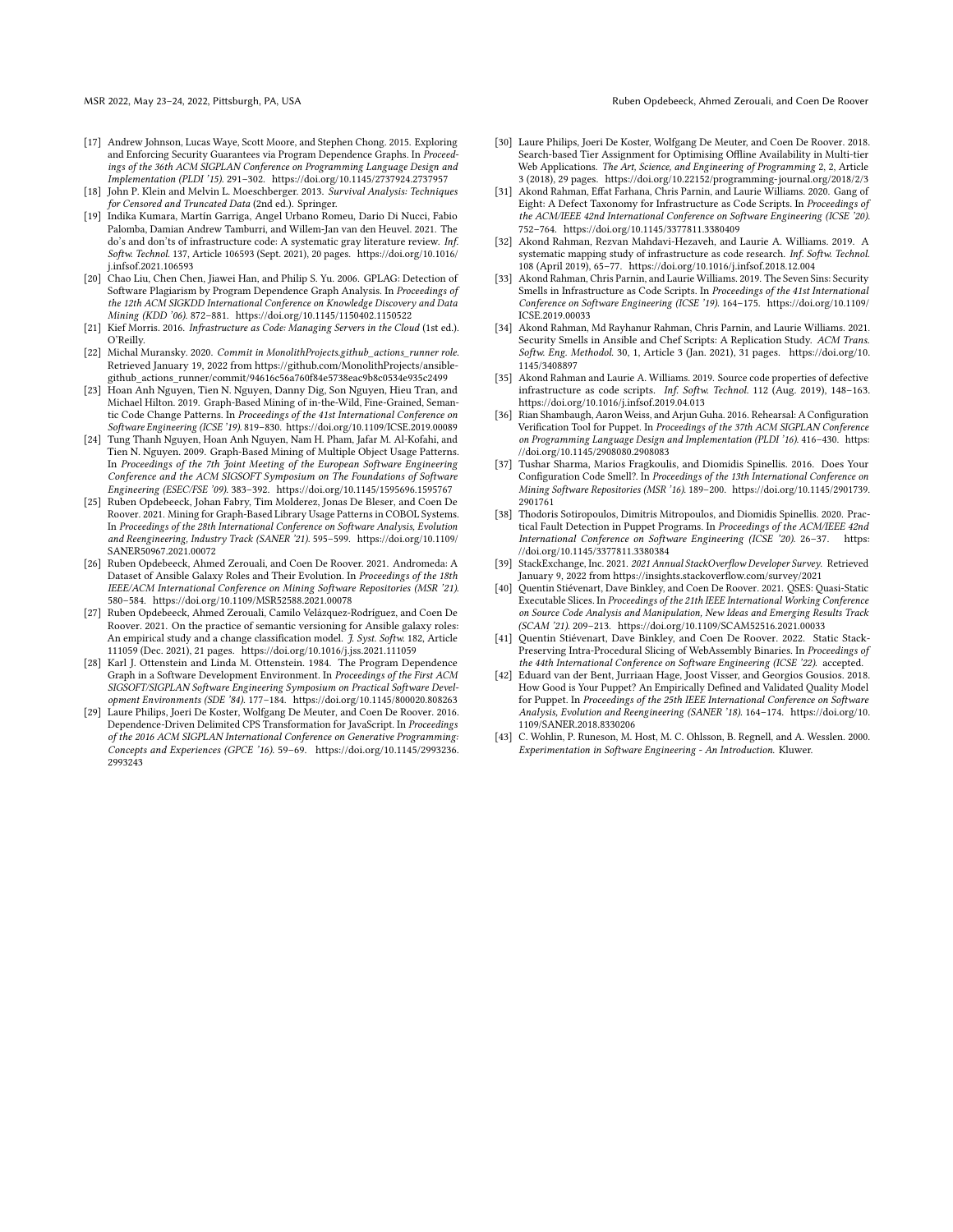[17] Andrew Johnson, Lucas Waye, Scott Moore, and Stephen Chong. 2015. Exploring and Enforcing Security Guarantees via Program Dependence Graphs. In *Proceedings of the 36th ACM SIGPLAN Conference on Programming Language Design and Implementation (PLDI '15)*. 291–302. https://doi.org/10.1145/2737924.2737957

[18] John P. Klein and Melvin L. Moeschberger. 2013. *Survival Analysis: Techniques for Censored and Truncated Data* (2nd ed.). Springer.

[19] Indika Kumara, Martín Garriga, Angel Urbano Romeu, Dario Di Nucci, Fabio Palomba, Damian Andrew Tamburri, and Willem-Jan van den Heuvel. 2021. The do's and don'ts of infrastructure code: A systematic gray literature review. *Inf. Softw. Technol.* 137, Article 106593 (Sept. 2021), 20 pages. https://doi.org/10.1016/j.infsof.2021.106593

[20] Chao Liu, Chen Chen, Jiawei Han, and Philip S. Yu. 2006. GPLAG: Detection of Software Plagiarism by Program Dependence Graph Analysis. In *Proceedings of the 12th ACM SIGKDD International Conference on Knowledge Discovery and Data Mining (KDD '06)*. 872–881. https://doi.org/10.1145/1150402.1150522

[21] Kief Morris. 2016. *Infrastructure as Code: Managing Servers in the Cloud* (1st ed.). O'Reilly.

[22] Michal Muransky. 2020. *Commit in MonolithProjects.github_actions_runner role.* Retrieved January 19, 2022 from https://github.com/MonolithProjects/ansible-github_actions_runner/commit/94616c56a760f84e5738eac9b8c0534e935c2499

[23] Hoan Anh Nguyen, Tien N. Nguyen, Danny Dig, Son Nguyen, Hieu Tran, and Michael Hilton. 2019. Graph-Based Mining of in-the-Wild, Fine-Grained, Semantic Code Change Patterns. In *Proceedings of the 41st International Conference on Software Engineering (ICSE '19)*. 819–830. https://doi.org/10.1109/ICSE.2019.00089

[24] Tung Thanh Nguyen, Hoan Anh Nguyen, Nam H. Pham, Jafar M. Al-Kofahi, and Tien N. Nguyen. 2009. Graph-Based Mining of Multiple Object Usage Patterns. In *Proceedings of the 7th Joint Meeting of the European Software Engineering Conference and the ACM SIGSOFT Symposium on The Foundations of Software Engineering (ESEC/FSE '09)*. 383–392. https://doi.org/10.1145/1595696.1595767

[25] Ruben Opdebeeck, Johan Fabry, Tim Molderez, Jonas De Bleser, and Coen De Roover. 2021. Mining for Graph-Based Library Usage Patterns in COBOL Systems. In *Proceedings of the 28th International Conference on Software Analysis, Evolution and Reengineering, Industry Track (SANER '21)*. 595–599. https://doi.org/10.1109/SANER50967.2021.00072

[26] Ruben Opdebeeck, Ahmed Zerouali, and Coen De Roover. 2021. Andromeda: A Dataset of Ansible Galaxy Roles and Their Evolution. In *Proceedings of the 18th IEEE/ACM International Conference on Mining Software Repositories (MSR '21)*. 580–584. https://doi.org/10.1109/MSR52588.2021.00078

[27] Ruben Opdebeeck, Ahmed Zerouali, Camilo Velázquez-Rodríguez, and Coen De Roover. 2021. On the practice of semantic versioning for Ansible galaxy roles: An empirical study and a change classification model. *J. Syst. Softw.* 182, Article 111059 (Dec. 2021), 21 pages. https://doi.org/10.1016/j.jss.2021.111059

[28] Karl J. Ottenstein and Linda M. Ottenstein. 1984. The Program Dependence Graph in a Software Development Environment. In *Proceedings of the First ACM SIGSOFT/SIGPLAN Software Engineering Symposium on Practical Software Development Environments (SDE '84)*. 177–184. https://doi.org/10.1145/800020.808263

[29] Laure Philips, Joeri De Koster, Wolfgang De Meuter, and Coen De Roover. 2016. Dependence-Driven Delimited CPS Transformation for JavaScript. In *Proceedings of the 2016 ACM SIGPLAN International Conference on Generative Programming: Concepts and Experiences (GPCE '16)*. 59–69. https://doi.org/10.1145/2993236.2993243

[30] Laure Philips, Joeri De Koster, Wolfgang De Meuter, and Coen De Roover. 2018. Search-based Tier Assignment for Optimising Offline Availability in Multi-tier Web Applications. *The Art, Science, and Engineering of Programming* 2, 2, Article 3 (2018), 29 pages. https://doi.org/10.22152/programming-journal.org/2018/2/3

[31] Akond Rahman, Effat Farhana, Chris Parnin, and Laurie Williams. 2020. Gang of Eight: A Defect Taxonomy for Infrastructure as Code Scripts. In *Proceedings of the ACM/IEEE 42nd International Conference on Software Engineering (ICSE '20)*. 752–764. https://doi.org/10.1145/3377811.3380409

[32] Akond Rahman, Rezvan Mahdavi-Hezaveh, and Laurie A. Williams. 2019. A systematic mapping study of infrastructure as code research. *Inf. Softw. Technol.* 108 (April 2019), 65–77. https://doi.org/10.1016/j.infsof.2018.12.004

[33] Akond Rahman, Chris Parnin, and Laurie Williams. 2019. The Seven Sins: Security Smells in Infrastructure as Code Scripts. In *Proceedings of the 41st International Conference on Software Engineering (ICSE '19)*. 164–175. https://doi.org/10.1109/ICSE.2019.00033

[34] Akond Rahman, Md Rayhanur Rahman, Chris Parnin, and Laurie Williams. 2021. Security Smells in Ansible and Chef Scripts: A Replication Study. *ACM Trans. Softw. Eng. Methodol.* 30, 1, Article 3 (Jan. 2021), 31 pages. https://doi.org/10.1145/3408897

[35] Akond Rahman and Laurie A. Williams. 2019. Source code properties of defective infrastructure as code scripts. *Inf. Softw. Technol.* 112 (Aug. 2019), 148–163. https://doi.org/10.1016/j.infsof.2019.04.013

[36] Rian Shambaugh, Aaron Weiss, and Arjun Guha. 2016. Rehearsal: A Configuration Verification Tool for Puppet. In *Proceedings of the 37th ACM SIGPLAN Conference on Programming Language Design and Implementation (PLDI '16)*. 416–430. https://doi.org/10.1145/2908080.2908083

[37] Tushar Sharma, Marios Fragkoulis, and Diomidis Spinellis. 2016. Does Your Configuration Code Smell?. In *Proceedings of the 13th International Conference on Mining Software Repositories (MSR '16)*. 189–200. https://doi.org/10.1145/2901739.2901761

[38] Thodoris Sotiropoulos, Dimitris Mitropoulos, and Diomidis Spinellis. 2020. Practical Fault Detection in Puppet Programs. In *Proceedings of the ACM/IEEE 42nd International Conference on Software Engineering (ICSE '20)*. 26–37. https://doi.org/10.1145/3377811.3380384

[39] StackExchange, Inc. 2021. *2021 Annual StackOverflow Developer Survey.* Retrieved January 9, 2022 from https://insights.stackoverflow.com/survey/2021

[40] Quentin Stiévenart, Dave Binkley, and Coen De Roover. 2021. QSES: Quasi-Static Executable Slices. In *Proceedings of the 21th IEEE International Working Conference on Source Code Analysis and Manipulation, New Ideas and Emerging Results Track (SCAM '21)*. 209–213. https://doi.org/10.1109/SCAM52516.2021.00033

[41] Quentin Stiévenart, Dave Binkley, and Coen De Roover. 2022. Static Stack-Preserving Intra-Procedural Slicing of WebAssembly Binaries. In *Proceedings of the 44th International Conference on Software Engineering (ICSE '22)*. accepted.

[42] Eduard van der Bent, Jurriaan Hage, Joost Visser, and Georgios Gousios. 2018. How Good is Your Puppet? An Empirically Defined and Validated Quality Model for Puppet. In *Proceedings of the 25th IEEE International Conference on Software Analysis, Evolution and Reengineering (SANER '18)*. 164–174. https://doi.org/10.1109/SANER.2018.8330206

[43] C. Wohlin, P. Runeson, M. Host, M. C. Ohlsson, B. Regnell, and A. Wesslen. 2000. *Experimentation in Software Engineering - An Introduction.* Kluwer.